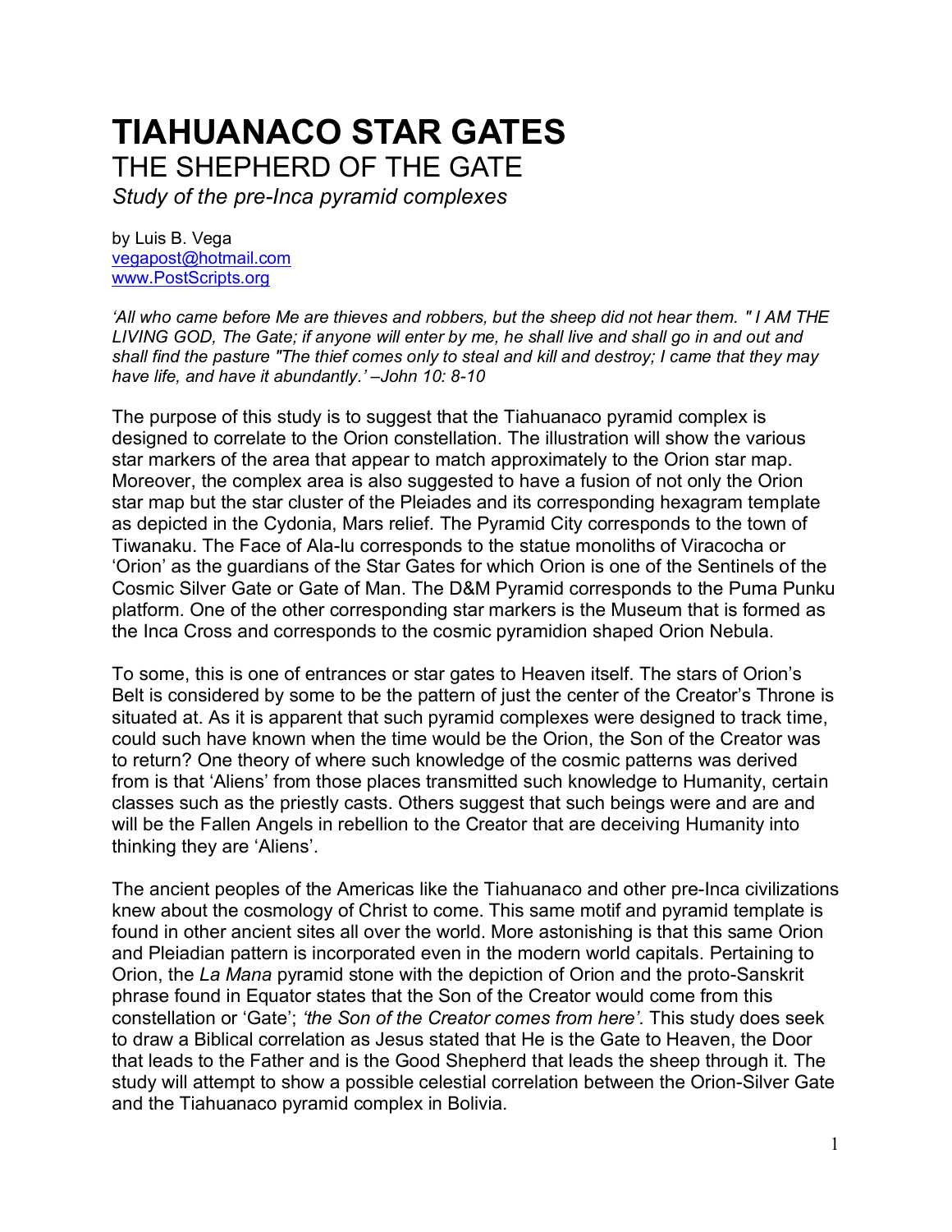# TIAHUANACO STAR GATES

## THE SHEPHERD OF THE GATE

*Study of the pre-Inca pyramid complexes*

by Luis B. Vega
vegapost@hotmail.com
www.PostScripts.org

*'All who came before Me are thieves and robbers, but the sheep did not hear them. " I AM THE LIVING GOD, The Gate; if anyone will enter by me, he shall live and shall go in and out and shall find the pasture "The thief comes only to steal and kill and destroy; I came that they may have life, and have it abundantly.' –John 10: 8-10*

The purpose of this study is to suggest that the Tiahuanaco pyramid complex is designed to correlate to the Orion constellation. The illustration will show the various star markers of the area that appear to match approximately to the Orion star map. Moreover, the complex area is also suggested to have a fusion of not only the Orion star map but the star cluster of the Pleiades and its corresponding hexagram template as depicted in the Cydonia, Mars relief. The Pyramid City corresponds to the town of Tiwanaku. The Face of Ala-lu corresponds to the statue monoliths of Viracocha or 'Orion' as the guardians of the Star Gates for which Orion is one of the Sentinels of the Cosmic Silver Gate or Gate of Man. The D&M Pyramid corresponds to the Puma Punku platform. One of the other corresponding star markers is the Museum that is formed as the Inca Cross and corresponds to the cosmic pyramidion shaped Orion Nebula.

To some, this is one of entrances or star gates to Heaven itself. The stars of Orion's Belt is considered by some to be the pattern of just the center of the Creator's Throne is situated at. As it is apparent that such pyramid complexes were designed to track time, could such have known when the time would be the Orion, the Son of the Creator was to return? One theory of where such knowledge of the cosmic patterns was derived from is that 'Aliens' from those places transmitted such knowledge to Humanity, certain classes such as the priestly casts. Others suggest that such beings were and are and will be the Fallen Angels in rebellion to the Creator that are deceiving Humanity into thinking they are 'Aliens'.

The ancient peoples of the Americas like the Tiahuanaco and other pre-Inca civilizations knew about the cosmology of Christ to come. This same motif and pyramid template is found in other ancient sites all over the world. More astonishing is that this same Orion and Pleiadian pattern is incorporated even in the modern world capitals. Pertaining to Orion, the *La Mana* pyramid stone with the depiction of Orion and the proto-Sanskrit phrase found in Equator states that the Son of the Creator would come from this constellation or 'Gate'; *'the Son of the Creator comes from here'*. This study does seek to draw a Biblical correlation as Jesus stated that He is the Gate to Heaven, the Door that leads to the Father and is the Good Shepherd that leads the sheep through it. The study will attempt to show a possible celestial correlation between the Orion-Silver Gate and the Tiahuanaco pyramid complex in Bolivia.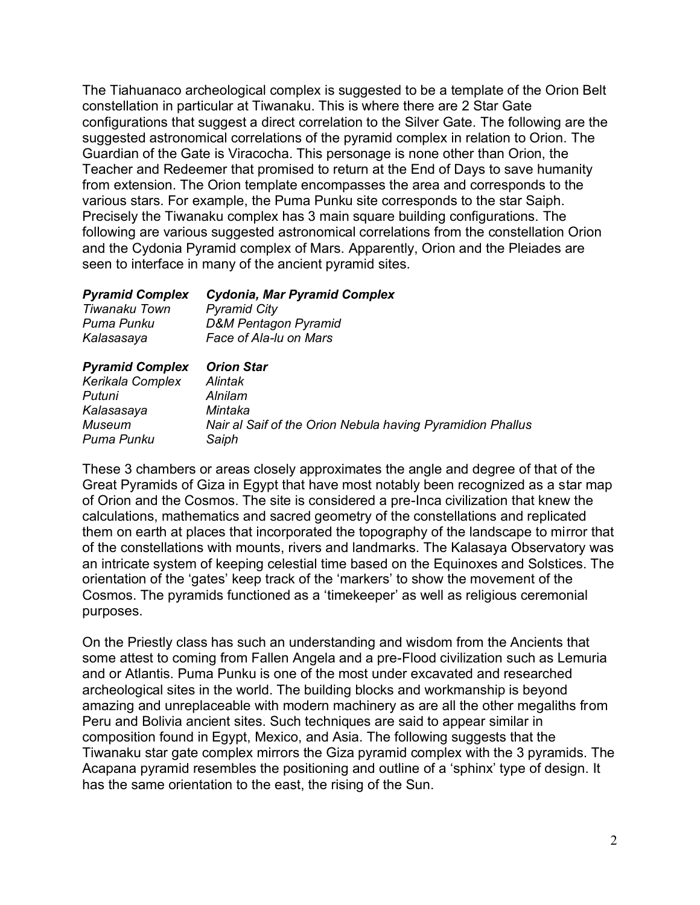The Tiahuanaco archeological complex is suggested to be a template of the Orion Belt constellation in particular at Tiwanaku. This is where there are 2 Star Gate configurations that suggest a direct correlation to the Silver Gate. The following are the suggested astronomical correlations of the pyramid complex in relation to Orion. The Guardian of the Gate is Viracocha. This personage is none other than Orion, the Teacher and Redeemer that promised to return at the End of Days to save humanity from extension. The Orion template encompasses the area and corresponds to the various stars. For example, the Puma Punku site corresponds to the star Saiph. Precisely the Tiwanaku complex has 3 main square building configurations. The following are various suggested astronomical correlations from the constellation Orion and the Cydonia Pyramid complex of Mars. Apparently, Orion and the Pleiades are seen to interface in many of the ancient pyramid sites.

| ***Pyramid Complex*** | ***Cydonia, Mar Pyramid Complex*** |
|---|---|
| *Tiwanaku Town* | *Pyramid City* |
| *Puma Punku* | *D&M Pentagon Pyramid* |
| *Kalasasaya* | *Face of Ala-lu on Mars* |

| ***Pyramid Complex*** | ***Orion Star*** |
|---|---|
| *Kerikala Complex* | *Alintak* |
| *Putuni* | *Alnilam* |
| *Kalasasaya* | *Mintaka* |
| *Museum* | *Nair al Saif of the Orion Nebula having Pyramidion Phallus* |
| *Puma Punku* | *Saiph* |

These 3 chambers or areas closely approximates the angle and degree of that of the Great Pyramids of Giza in Egypt that have most notably been recognized as a star map of Orion and the Cosmos. The site is considered a pre-Inca civilization that knew the calculations, mathematics and sacred geometry of the constellations and replicated them on earth at places that incorporated the topography of the landscape to mirror that of the constellations with mounts, rivers and landmarks. The Kalasaya Observatory was an intricate system of keeping celestial time based on the Equinoxes and Solstices. The orientation of the 'gates' keep track of the 'markers' to show the movement of the Cosmos. The pyramids functioned as a 'timekeeper' as well as religious ceremonial purposes.

On the Priestly class has such an understanding and wisdom from the Ancients that some attest to coming from Fallen Angela and a pre-Flood civilization such as Lemuria and or Atlantis. Puma Punku is one of the most under excavated and researched archeological sites in the world. The building blocks and workmanship is beyond amazing and unreplaceable with modern machinery as are all the other megaliths from Peru and Bolivia ancient sites. Such techniques are said to appear similar in composition found in Egypt, Mexico, and Asia. The following suggests that the Tiwanaku star gate complex mirrors the Giza pyramid complex with the 3 pyramids. The Acapana pyramid resembles the positioning and outline of a 'sphinx' type of design. It has the same orientation to the east, the rising of the Sun.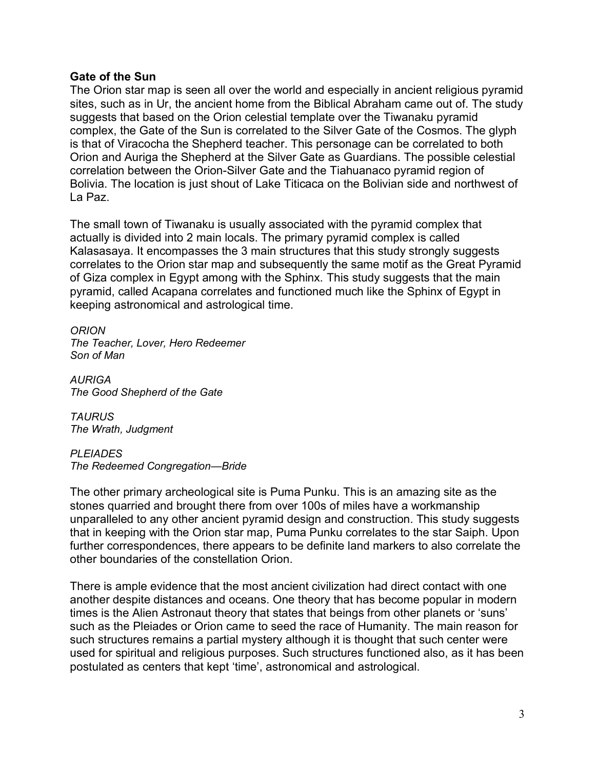**Gate of the Sun**

The Orion star map is seen all over the world and especially in ancient religious pyramid sites, such as in Ur, the ancient home from the Biblical Abraham came out of. The study suggests that based on the Orion celestial template over the Tiwanaku pyramid complex, the Gate of the Sun is correlated to the Silver Gate of the Cosmos. The glyph is that of Viracocha the Shepherd teacher. This personage can be correlated to both Orion and Auriga the Shepherd at the Silver Gate as Guardians. The possible celestial correlation between the Orion-Silver Gate and the Tiahuanaco pyramid region of Bolivia. The location is just shout of Lake Titicaca on the Bolivian side and northwest of La Paz.

The small town of Tiwanaku is usually associated with the pyramid complex that actually is divided into 2 main locals. The primary pyramid complex is called Kalasasaya. It encompasses the 3 main structures that this study strongly suggests correlates to the Orion star map and subsequently the same motif as the Great Pyramid of Giza complex in Egypt among with the Sphinx. This study suggests that the main pyramid, called Acapana correlates and functioned much like the Sphinx of Egypt in keeping astronomical and astrological time.

*ORION*
*The Teacher, Lover, Hero Redeemer*
*Son of Man*

*AURIGA*
*The Good Shepherd of the Gate*

*TAURUS*
*The Wrath, Judgment*

*PLEIADES*
*The Redeemed Congregation—Bride*

The other primary archeological site is Puma Punku. This is an amazing site as the stones quarried and brought there from over 100s of miles have a workmanship unparalleled to any other ancient pyramid design and construction. This study suggests that in keeping with the Orion star map, Puma Punku correlates to the star Saiph. Upon further correspondences, there appears to be definite land markers to also correlate the other boundaries of the constellation Orion.

There is ample evidence that the most ancient civilization had direct contact with one another despite distances and oceans. One theory that has become popular in modern times is the Alien Astronaut theory that states that beings from other planets or 'suns' such as the Pleiades or Orion came to seed the race of Humanity. The main reason for such structures remains a partial mystery although it is thought that such center were used for spiritual and religious purposes. Such structures functioned also, as it has been postulated as centers that kept 'time', astronomical and astrological.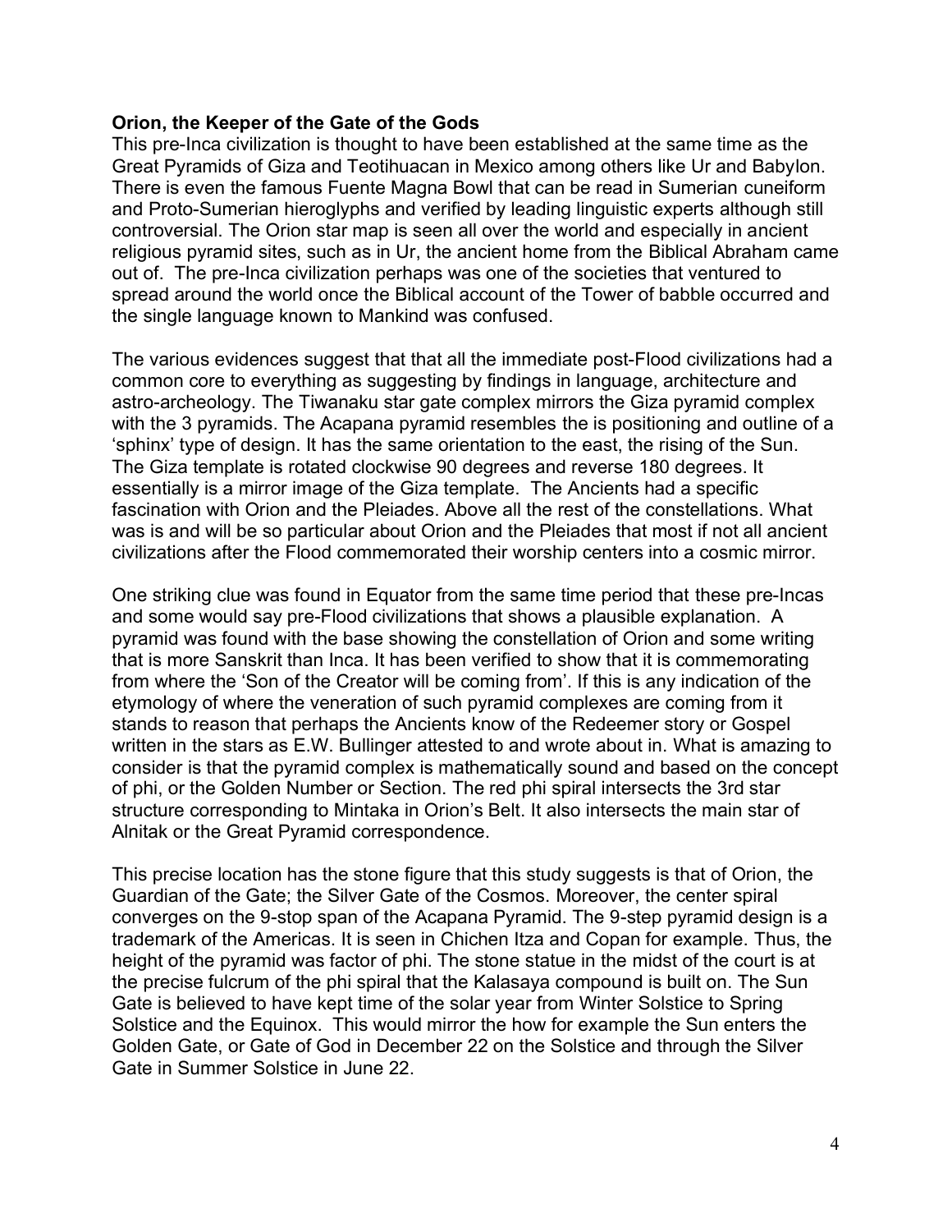**Orion, the Keeper of the Gate of the Gods**

This pre-Inca civilization is thought to have been established at the same time as the Great Pyramids of Giza and Teotihuacan in Mexico among others like Ur and Babylon. There is even the famous Fuente Magna Bowl that can be read in Sumerian cuneiform and Proto-Sumerian hieroglyphs and verified by leading linguistic experts although still controversial. The Orion star map is seen all over the world and especially in ancient religious pyramid sites, such as in Ur, the ancient home from the Biblical Abraham came out of. The pre-Inca civilization perhaps was one of the societies that ventured to spread around the world once the Biblical account of the Tower of babble occurred and the single language known to Mankind was confused.

The various evidences suggest that that all the immediate post-Flood civilizations had a common core to everything as suggesting by findings in language, architecture and astro-archeology. The Tiwanaku star gate complex mirrors the Giza pyramid complex with the 3 pyramids. The Acapana pyramid resembles the is positioning and outline of a 'sphinx' type of design. It has the same orientation to the east, the rising of the Sun. The Giza template is rotated clockwise 90 degrees and reverse 180 degrees. It essentially is a mirror image of the Giza template. The Ancients had a specific fascination with Orion and the Pleiades. Above all the rest of the constellations. What was is and will be so particular about Orion and the Pleiades that most if not all ancient civilizations after the Flood commemorated their worship centers into a cosmic mirror.

One striking clue was found in Equator from the same time period that these pre-Incas and some would say pre-Flood civilizations that shows a plausible explanation. A pyramid was found with the base showing the constellation of Orion and some writing that is more Sanskrit than Inca. It has been verified to show that it is commemorating from where the 'Son of the Creator will be coming from'. If this is any indication of the etymology of where the veneration of such pyramid complexes are coming from it stands to reason that perhaps the Ancients know of the Redeemer story or Gospel written in the stars as E.W. Bullinger attested to and wrote about in. What is amazing to consider is that the pyramid complex is mathematically sound and based on the concept of phi, or the Golden Number or Section. The red phi spiral intersects the 3rd star structure corresponding to Mintaka in Orion's Belt. It also intersects the main star of Alnitak or the Great Pyramid correspondence.

This precise location has the stone figure that this study suggests is that of Orion, the Guardian of the Gate; the Silver Gate of the Cosmos. Moreover, the center spiral converges on the 9-stop span of the Acapana Pyramid. The 9-step pyramid design is a trademark of the Americas. It is seen in Chichen Itza and Copan for example. Thus, the height of the pyramid was factor of phi. The stone statue in the midst of the court is at the precise fulcrum of the phi spiral that the Kalasaya compound is built on. The Sun Gate is believed to have kept time of the solar year from Winter Solstice to Spring Solstice and the Equinox. This would mirror the how for example the Sun enters the Golden Gate, or Gate of God in December 22 on the Solstice and through the Silver Gate in Summer Solstice in June 22.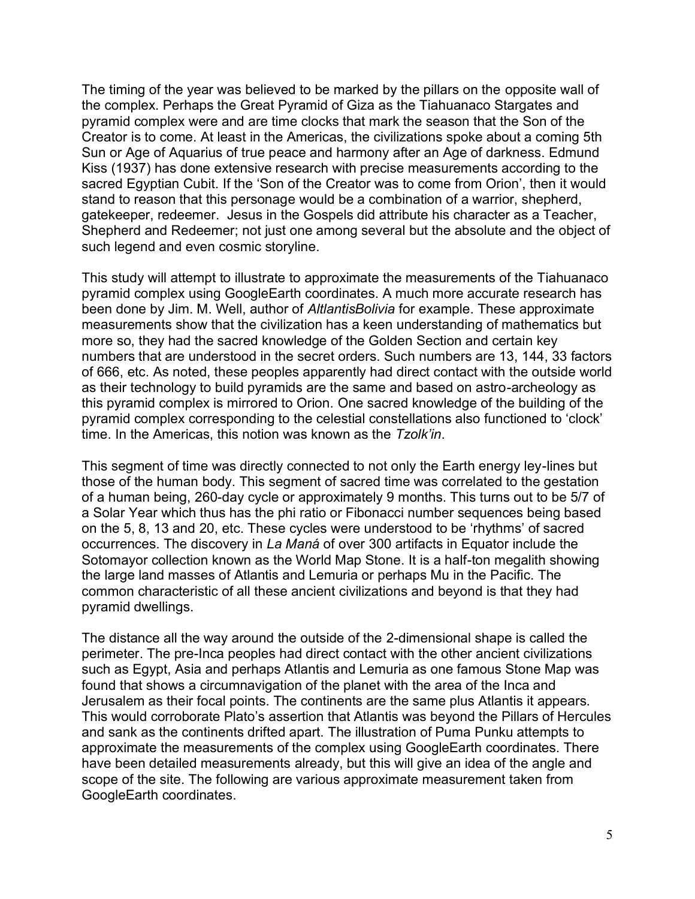The timing of the year was believed to be marked by the pillars on the opposite wall of the complex. Perhaps the Great Pyramid of Giza as the Tiahuanaco Stargates and pyramid complex were and are time clocks that mark the season that the Son of the Creator is to come. At least in the Americas, the civilizations spoke about a coming 5th Sun or Age of Aquarius of true peace and harmony after an Age of darkness. Edmund Kiss (1937) has done extensive research with precise measurements according to the sacred Egyptian Cubit. If the 'Son of the Creator was to come from Orion', then it would stand to reason that this personage would be a combination of a warrior, shepherd, gatekeeper, redeemer. Jesus in the Gospels did attribute his character as a Teacher, Shepherd and Redeemer; not just one among several but the absolute and the object of such legend and even cosmic storyline.

This study will attempt to illustrate to approximate the measurements of the Tiahuanaco pyramid complex using GoogleEarth coordinates. A much more accurate research has been done by Jim. M. Well, author of *AltlantisBolivia* for example. These approximate measurements show that the civilization has a keen understanding of mathematics but more so, they had the sacred knowledge of the Golden Section and certain key numbers that are understood in the secret orders. Such numbers are 13, 144, 33 factors of 666, etc. As noted, these peoples apparently had direct contact with the outside world as their technology to build pyramids are the same and based on astro-archeology as this pyramid complex is mirrored to Orion. One sacred knowledge of the building of the pyramid complex corresponding to the celestial constellations also functioned to 'clock' time. In the Americas, this notion was known as the *Tzolk'in*.

This segment of time was directly connected to not only the Earth energy ley-lines but those of the human body. This segment of sacred time was correlated to the gestation of a human being, 260-day cycle or approximately 9 months. This turns out to be 5/7 of a Solar Year which thus has the phi ratio or Fibonacci number sequences being based on the 5, 8, 13 and 20, etc. These cycles were understood to be 'rhythms' of sacred occurrences. The discovery in *La Maná* of over 300 artifacts in Equator include the Sotomayor collection known as the World Map Stone. It is a half-ton megalith showing the large land masses of Atlantis and Lemuria or perhaps Mu in the Pacific. The common characteristic of all these ancient civilizations and beyond is that they had pyramid dwellings.

The distance all the way around the outside of the 2-dimensional shape is called the perimeter. The pre-Inca peoples had direct contact with the other ancient civilizations such as Egypt, Asia and perhaps Atlantis and Lemuria as one famous Stone Map was found that shows a circumnavigation of the planet with the area of the Inca and Jerusalem as their focal points. The continents are the same plus Atlantis it appears. This would corroborate Plato's assertion that Atlantis was beyond the Pillars of Hercules and sank as the continents drifted apart. The illustration of Puma Punku attempts to approximate the measurements of the complex using GoogleEarth coordinates. There have been detailed measurements already, but this will give an idea of the angle and scope of the site. The following are various approximate measurement taken from GoogleEarth coordinates.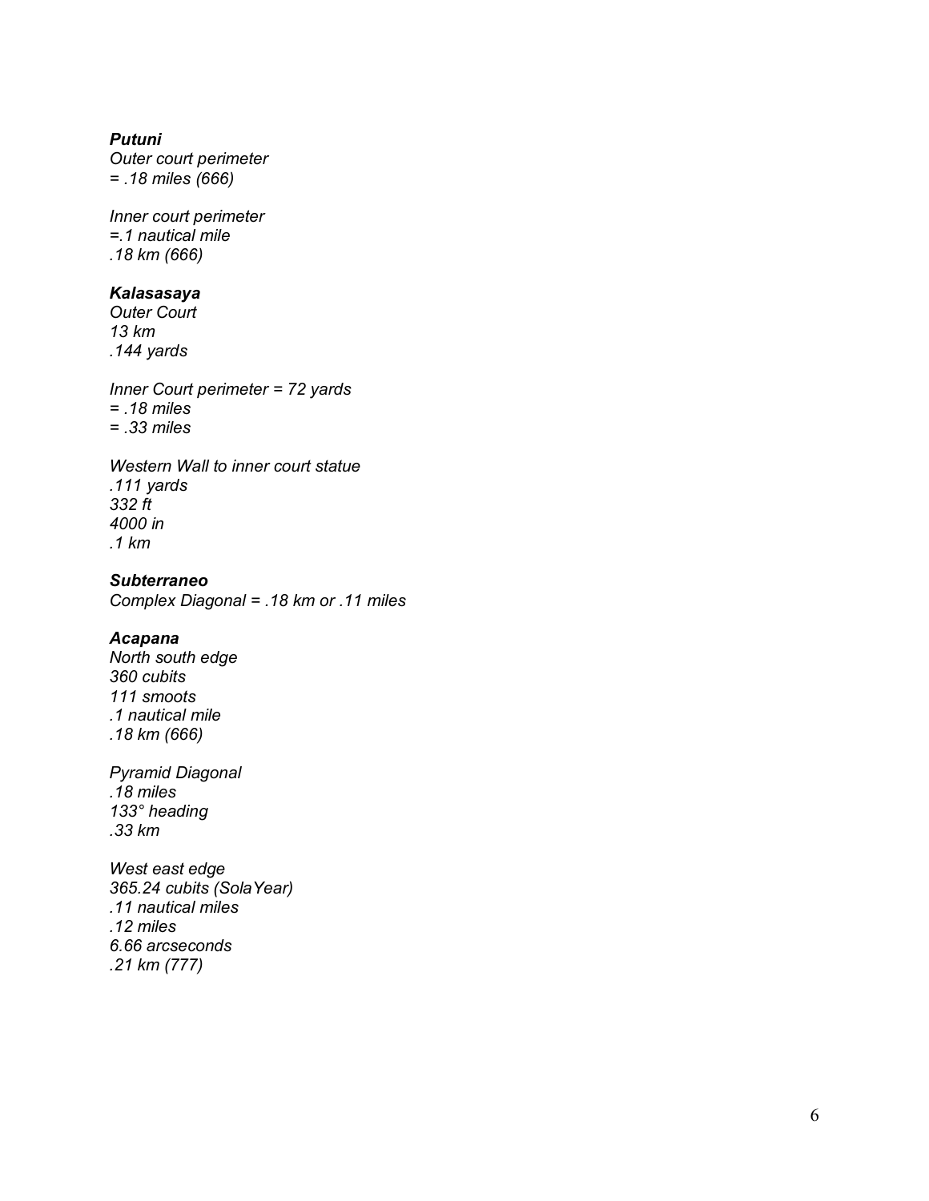***Putuni***
*Outer court perimeter*
*= .18 miles (666)*

*Inner court perimeter*
*=.1 nautical mile*
*.18 km (666)*

***Kalasasaya***
*Outer Court*
*13 km*
*.144 yards*

*Inner Court perimeter = 72 yards*
*= .18 miles*
*= .33 miles*

*Western Wall to inner court statue*
*.111 yards*
*332 ft*
*4000 in*
*.1 km*

***Subterraneo***
*Complex Diagonal = .18 km or .11 miles*

***Acapana***
*North south edge*
*360 cubits*
*111 smoots*
*.1 nautical mile*
*.18 km (666)*

*Pyramid Diagonal*
*.18 miles*
*133° heading*
*.33 km*

*West east edge*
*365.24 cubits (SolaYear)*
*.11 nautical miles*
*.12 miles*
*6.66 arcseconds*
*.21 km (777)*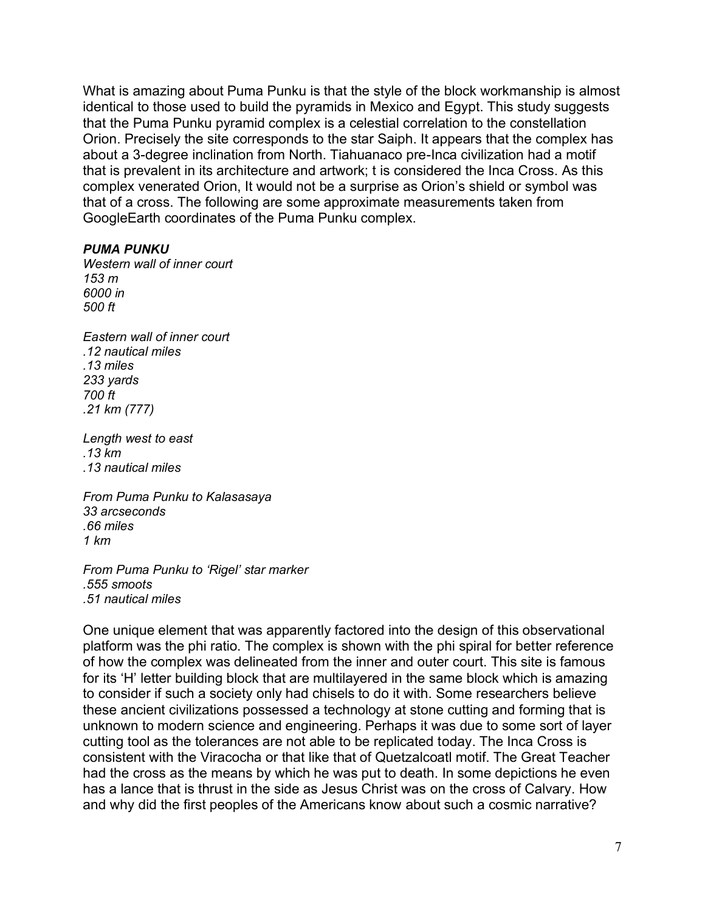What is amazing about Puma Punku is that the style of the block workmanship is almost identical to those used to build the pyramids in Mexico and Egypt. This study suggests that the Puma Punku pyramid complex is a celestial correlation to the constellation Orion. Precisely the site corresponds to the star Saiph. It appears that the complex has about a 3-degree inclination from North. Tiahuanaco pre-Inca civilization had a motif that is prevalent in its architecture and artwork; t is considered the Inca Cross. As this complex venerated Orion, It would not be a surprise as Orion's shield or symbol was that of a cross. The following are some approximate measurements taken from GoogleEarth coordinates of the Puma Punku complex.

***PUMA PUNKU***
*Western wall of inner court*
*153 m*
*6000 in*
*500 ft*

*Eastern wall of inner court*
*.12 nautical miles*
*.13 miles*
*233 yards*
*700 ft*
*.21 km (777)*

*Length west to east*
*.13 km*
*.13 nautical miles*

*From Puma Punku to Kalasasaya*
*33 arcseconds*
*.66 miles*
*1 km*

*From Puma Punku to 'Rigel' star marker*
*.555 smoots*
*.51 nautical miles*

One unique element that was apparently factored into the design of this observational platform was the phi ratio. The complex is shown with the phi spiral for better reference of how the complex was delineated from the inner and outer court. This site is famous for its 'H' letter building block that are multilayered in the same block which is amazing to consider if such a society only had chisels to do it with. Some researchers believe these ancient civilizations possessed a technology at stone cutting and forming that is unknown to modern science and engineering. Perhaps it was due to some sort of layer cutting tool as the tolerances are not able to be replicated today. The Inca Cross is consistent with the Viracocha or that like that of Quetzalcoatl motif. The Great Teacher had the cross as the means by which he was put to death. In some depictions he even has a lance that is thrust in the side as Jesus Christ was on the cross of Calvary. How and why did the first peoples of the Americans know about such a cosmic narrative?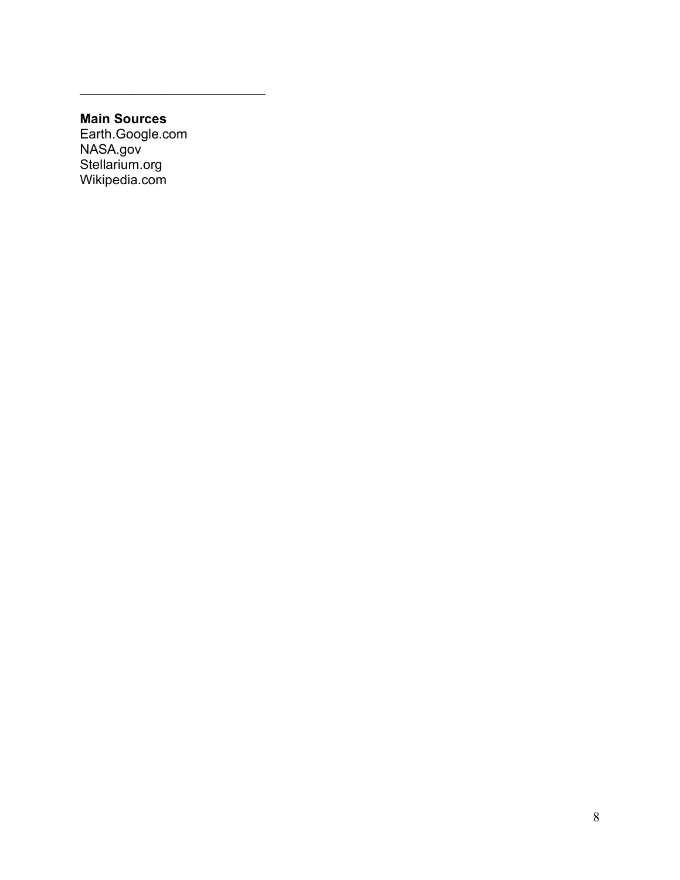---

**Main Sources**
Earth.Google.com
NASA.gov
Stellarium.org
Wikipedia.com